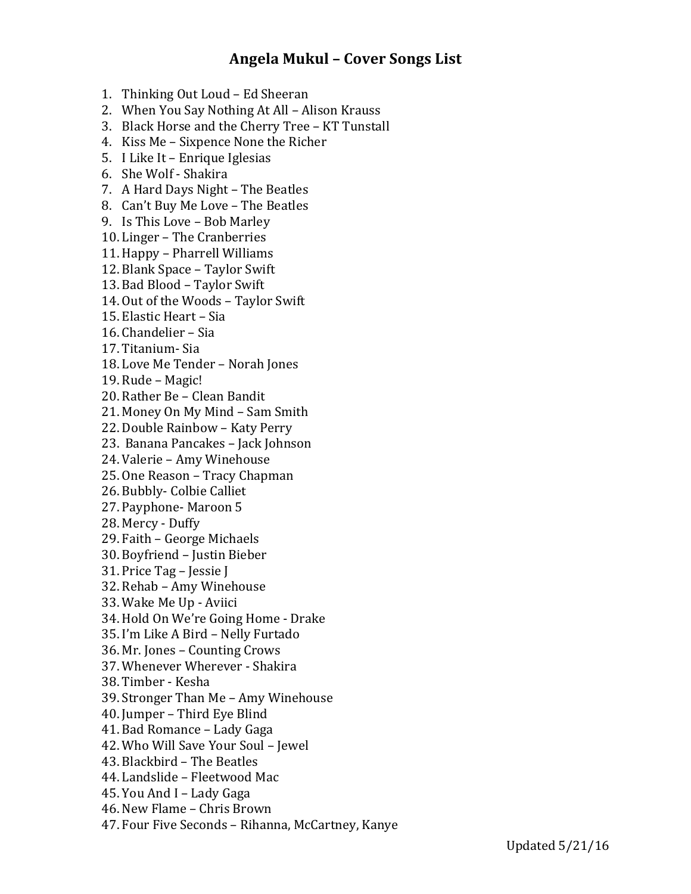# Angela Mukul – Cover Songs List

1. Thinking Out Loud – Ed Sheeran
2. When You Say Nothing At All – Alison Krauss
3. Black Horse and the Cherry Tree – KT Tunstall
4. Kiss Me – Sixpence None the Richer
5. I Like It – Enrique Iglesias
6. She Wolf - Shakira
7. A Hard Days Night – The Beatles
8. Can't Buy Me Love – The Beatles
9. Is This Love – Bob Marley
10. Linger – The Cranberries
11. Happy – Pharrell Williams
12. Blank Space – Taylor Swift
13. Bad Blood – Taylor Swift
14. Out of the Woods – Taylor Swift
15. Elastic Heart – Sia
16. Chandelier – Sia
17. Titanium- Sia
18. Love Me Tender – Norah Jones
19. Rude – Magic!
20. Rather Be – Clean Bandit
21. Money On My Mind – Sam Smith
22. Double Rainbow – Katy Perry
23. Banana Pancakes – Jack Johnson
24. Valerie – Amy Winehouse
25. One Reason – Tracy Chapman
26. Bubbly- Colbie Calliet
27. Payphone- Maroon 5
28. Mercy - Duffy
29. Faith – George Michaels
30. Boyfriend – Justin Bieber
31. Price Tag – Jessie J
32. Rehab – Amy Winehouse
33. Wake Me Up - Aviici
34. Hold On We're Going Home - Drake
35. I'm Like A Bird – Nelly Furtado
36. Mr. Jones – Counting Crows
37. Whenever Wherever - Shakira
38. Timber - Kesha
39. Stronger Than Me – Amy Winehouse
40. Jumper – Third Eye Blind
41. Bad Romance – Lady Gaga
42. Who Will Save Your Soul – Jewel
43. Blackbird – The Beatles
44. Landslide – Fleetwood Mac
45. You And I – Lady Gaga
46. New Flame – Chris Brown
47. Four Five Seconds – Rihanna, McCartney, Kanye

Updated 5/21/16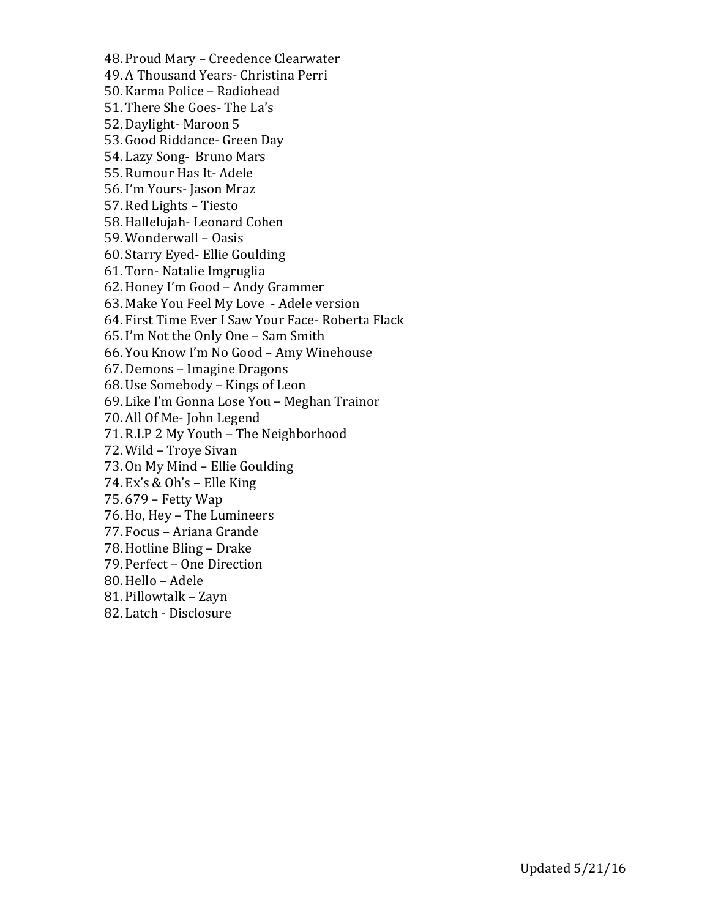48. Proud Mary – Creedence Clearwater
49. A Thousand Years- Christina Perri
50. Karma Police – Radiohead
51. There She Goes- The La's
52. Daylight- Maroon 5
53. Good Riddance- Green Day
54. Lazy Song- Bruno Mars
55. Rumour Has It- Adele
56. I'm Yours- Jason Mraz
57. Red Lights – Tiesto
58. Hallelujah- Leonard Cohen
59. Wonderwall – Oasis
60. Starry Eyed- Ellie Goulding
61. Torn- Natalie Imgruglia
62. Honey I'm Good – Andy Grammer
63. Make You Feel My Love - Adele version
64. First Time Ever I Saw Your Face- Roberta Flack
65. I'm Not the Only One – Sam Smith
66. You Know I'm No Good – Amy Winehouse
67. Demons – Imagine Dragons
68. Use Somebody – Kings of Leon
69. Like I'm Gonna Lose You – Meghan Trainor
70. All Of Me- John Legend
71. R.I.P 2 My Youth – The Neighborhood
72. Wild – Troye Sivan
73. On My Mind – Ellie Goulding
74. Ex's & Oh's – Elle King
75. 679 – Fetty Wap
76. Ho, Hey – The Lumineers
77. Focus – Ariana Grande
78. Hotline Bling – Drake
79. Perfect – One Direction
80. Hello – Adele
81. Pillowtalk – Zayn
82. Latch - Disclosure

Updated 5/21/16